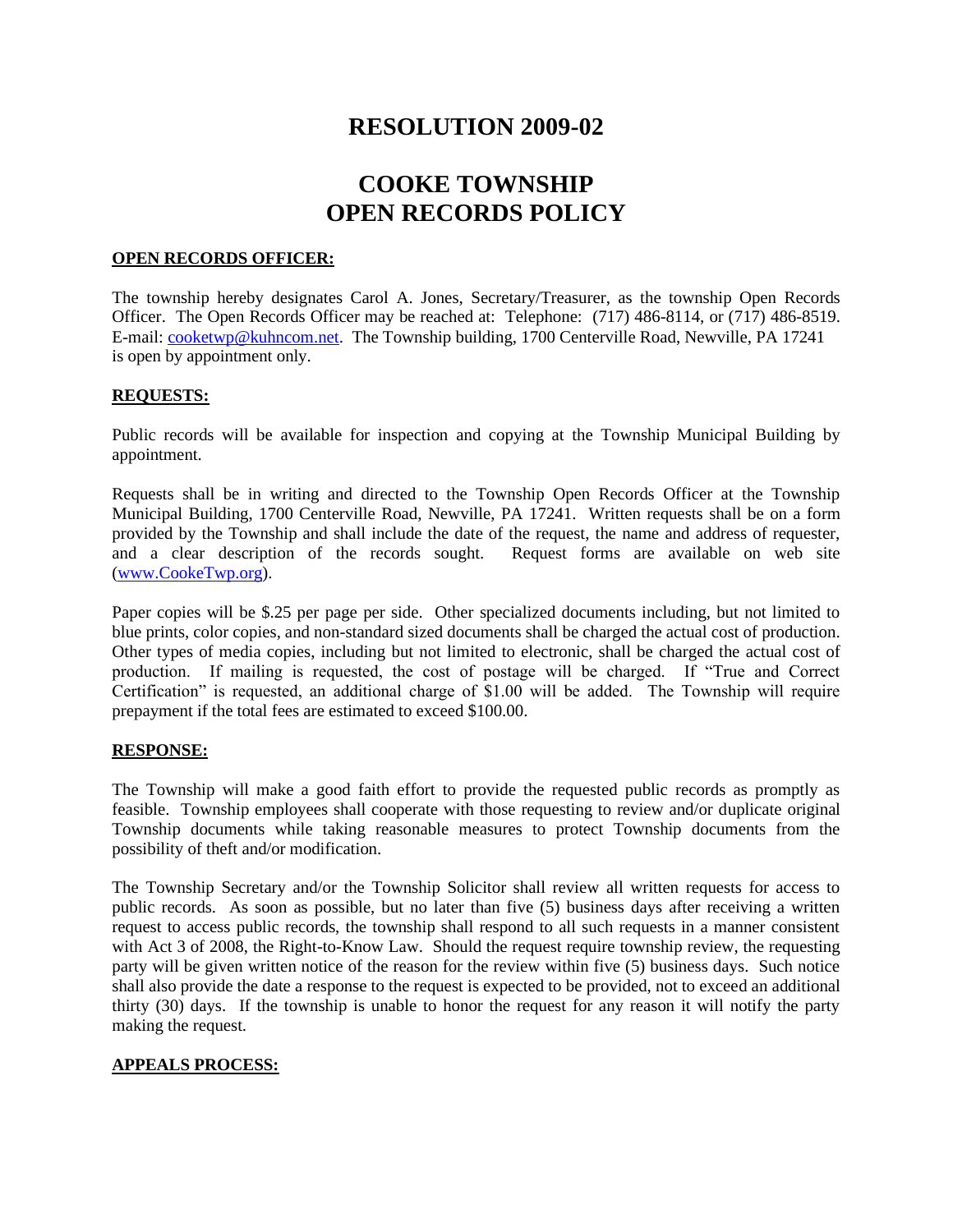# RESOLUTION 2009-02

# COOKE TOWNSHIP
# OPEN RECORDS POLICY

**OPEN RECORDS OFFICER:**

The township hereby designates Carol A. Jones, Secretary/Treasurer, as the township Open Records Officer. The Open Records Officer may be reached at: Telephone: (717) 486-8114, or (717) 486-8519. E-mail: cooketwp@kuhncom.net. The Township building, 1700 Centerville Road, Newville, PA 17241 is open by appointment only.

**REQUESTS:**

Public records will be available for inspection and copying at the Township Municipal Building by appointment.

Requests shall be in writing and directed to the Township Open Records Officer at the Township Municipal Building, 1700 Centerville Road, Newville, PA 17241. Written requests shall be on a form provided by the Township and shall include the date of the request, the name and address of requester, and a clear description of the records sought. Request forms are available on web site (www.CookeTwp.org).

Paper copies will be $.25 per page per side. Other specialized documents including, but not limited to blue prints, color copies, and non-standard sized documents shall be charged the actual cost of production. Other types of media copies, including but not limited to electronic, shall be charged the actual cost of production. If mailing is requested, the cost of postage will be charged. If "True and Correct Certification" is requested, an additional charge of $1.00 will be added. The Township will require prepayment if the total fees are estimated to exceed $100.00.

**RESPONSE:**

The Township will make a good faith effort to provide the requested public records as promptly as feasible. Township employees shall cooperate with those requesting to review and/or duplicate original Township documents while taking reasonable measures to protect Township documents from the possibility of theft and/or modification.

The Township Secretary and/or the Township Solicitor shall review all written requests for access to public records. As soon as possible, but no later than five (5) business days after receiving a written request to access public records, the township shall respond to all such requests in a manner consistent with Act 3 of 2008, the Right-to-Know Law. Should the request require township review, the requesting party will be given written notice of the reason for the review within five (5) business days. Such notice shall also provide the date a response to the request is expected to be provided, not to exceed an additional thirty (30) days. If the township is unable to honor the request for any reason it will notify the party making the request.

**APPEALS PROCESS:**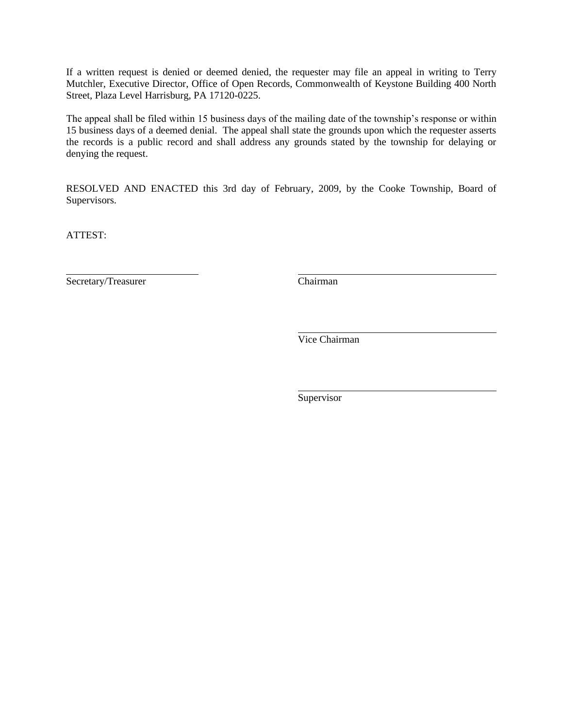If a written request is denied or deemed denied, the requester may file an appeal in writing to Terry Mutchler, Executive Director, Office of Open Records, Commonwealth of Keystone Building 400 North Street, Plaza Level Harrisburg, PA 17120-0225.

The appeal shall be filed within 15 business days of the mailing date of the township's response or within 15 business days of a deemed denial. The appeal shall state the grounds upon which the requester asserts the records is a public record and shall address any grounds stated by the township for delaying or denying the request.

RESOLVED AND ENACTED this 3rd day of February, 2009, by the Cooke Township, Board of Supervisors.

ATTEST:

\_\_\_\_\_\_\_\_\_\_\_\_\_\_\_\_\_\_\_\_\_\_\_\_\_\_
Secretary/Treasurer

\_\_\_\_\_\_\_\_\_\_\_\_\_\_\_\_\_\_\_\_\_\_\_\_\_\_
Chairman

\_\_\_\_\_\_\_\_\_\_\_\_\_\_\_\_\_\_\_\_\_\_\_\_\_\_
Vice Chairman

\_\_\_\_\_\_\_\_\_\_\_\_\_\_\_\_\_\_\_\_\_\_\_\_\_\_
Supervisor